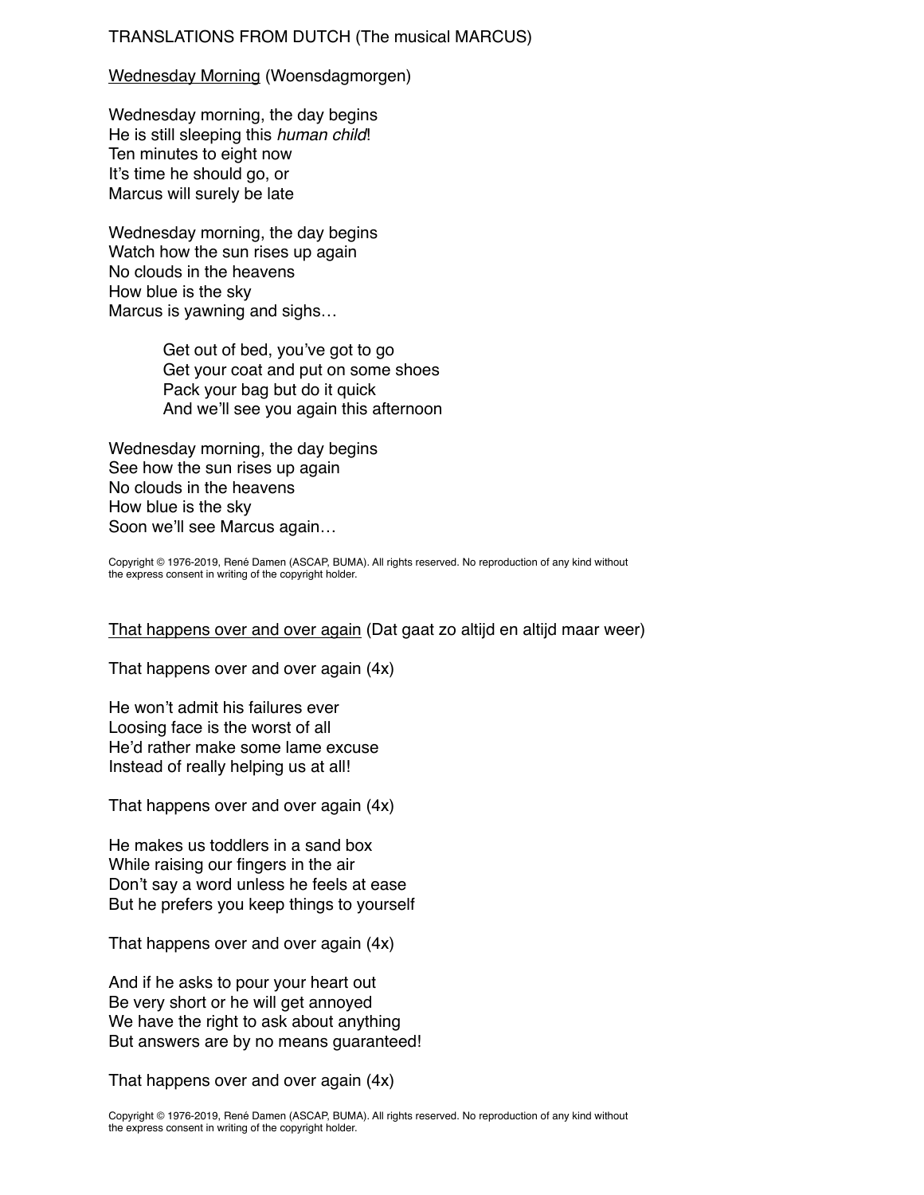TRANSLATIONS FROM DUTCH (The musical MARCUS)

Wednesday Morning (Woensdagmorgen)

Wednesday morning, the day begins
He is still sleeping this *human child*!
Ten minutes to eight now
It's time he should go, or
Marcus will surely be late

Wednesday morning, the day begins
Watch how the sun rises up again
No clouds in the heavens
How blue is the sky
Marcus is yawning and sighs…

> Get out of bed, you've got to go
> Get your coat and put on some shoes
> Pack your bag but do it quick
> And we'll see you again this afternoon

Wednesday morning, the day begins
See how the sun rises up again
No clouds in the heavens
How blue is the sky
Soon we'll see Marcus again…

Copyright © 1976-2019, René Damen (ASCAP, BUMA). All rights reserved. No reproduction of any kind without the express consent in writing of the copyright holder.

That happens over and over again (Dat gaat zo altijd en altijd maar weer)

That happens over and over again (4x)

He won't admit his failures ever
Loosing face is the worst of all
He'd rather make some lame excuse
Instead of really helping us at all!

That happens over and over again (4x)

He makes us toddlers in a sand box
While raising our fingers in the air
Don't say a word unless he feels at ease
But he prefers you keep things to yourself

That happens over and over again (4x)

And if he asks to pour your heart out
Be very short or he will get annoyed
We have the right to ask about anything
But answers are by no means guaranteed!

That happens over and over again (4x)

Copyright © 1976-2019, René Damen (ASCAP, BUMA). All rights reserved. No reproduction of any kind without the express consent in writing of the copyright holder.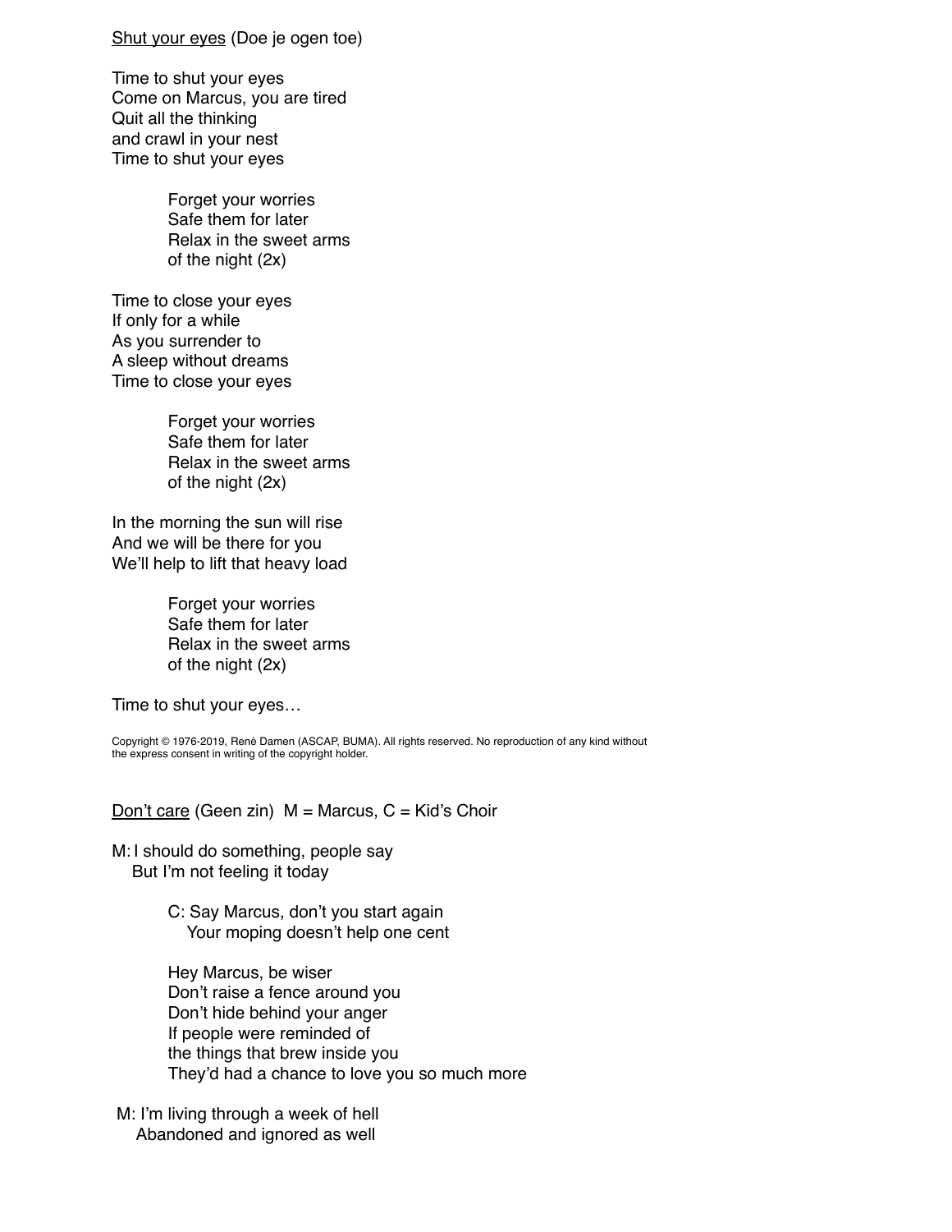<u>Shut your eyes</u> (Doe je ogen toe)

Time to shut your eyes
Come on Marcus, you are tired
Quit all the thinking
and crawl in your nest
Time to shut your eyes

> Forget your worries
> Safe them for later
> Relax in the sweet arms
> of the night (2x)

Time to close your eyes
If only for a while
As you surrender to
A sleep without dreams
Time to close your eyes

> Forget your worries
> Safe them for later
> Relax in the sweet arms
> of the night (2x)

In the morning the sun will rise
And we will be there for you
We'll help to lift that heavy load

> Forget your worries
> Safe them for later
> Relax in the sweet arms
> of the night (2x)

Time to shut your eyes…

Copyright © 1976-2019, René Damen (ASCAP, BUMA). All rights reserved. No reproduction of any kind without the express consent in writing of the copyright holder.

<u>Don't care</u> (Geen zin) M = Marcus, C = Kid's Choir

M: I should do something, people say
But I'm not feeling it today

> C: Say Marcus, don't you start again
> Your moping doesn't help one cent
>
> Hey Marcus, be wiser
> Don't raise a fence around you
> Don't hide behind your anger
> If people were reminded of
> the things that brew inside you
> They'd had a chance to love you so much more

M: I'm living through a week of hell
Abandoned and ignored as well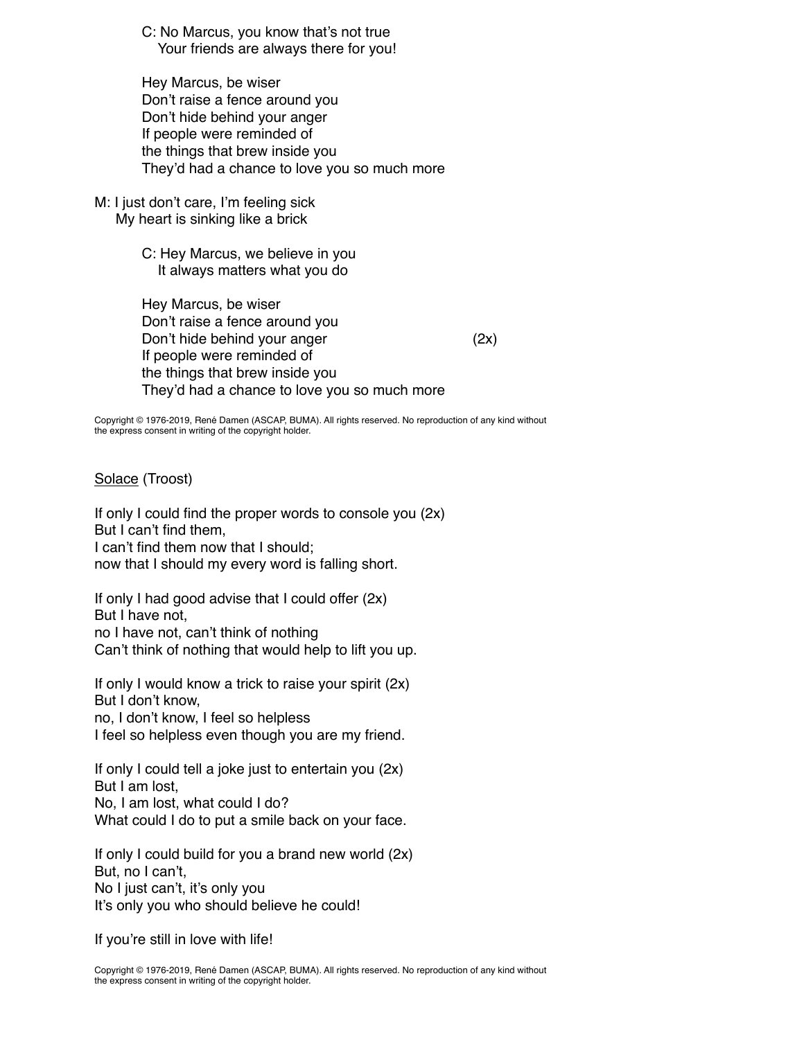C: No Marcus, you know that's not true
Your friends are always there for you!

Hey Marcus, be wiser
Don't raise a fence around you
Don't hide behind your anger
If people were reminded of
the things that brew inside you
They'd had a chance to love you so much more

M: I just don't care, I'm feeling sick
My heart is sinking like a brick

C: Hey Marcus, we believe in you
It always matters what you do

Hey Marcus, be wiser
Don't raise a fence around you
Don't hide behind your anger (2x)
If people were reminded of
the things that brew inside you
They'd had a chance to love you so much more

Copyright © 1976-2019, René Damen (ASCAP, BUMA). All rights reserved. No reproduction of any kind without the express consent in writing of the copyright holder.

<u>Solace</u> (Troost)

If only I could find the proper words to console you (2x)
But I can't find them,
I can't find them now that I should;
now that I should my every word is falling short.

If only I had good advise that I could offer (2x)
But I have not,
no I have not, can't think of nothing
Can't think of nothing that would help to lift you up.

If only I would know a trick to raise your spirit (2x)
But I don't know,
no, I don't know, I feel so helpless
I feel so helpless even though you are my friend.

If only I could tell a joke just to entertain you (2x)
But I am lost,
No, I am lost, what could I do?
What could I do to put a smile back on your face.

If only I could build for you a brand new world (2x)
But, no I can't,
No I just can't, it's only you
It's only you who should believe he could!

If you're still in love with life!

Copyright © 1976-2019, René Damen (ASCAP, BUMA). All rights reserved. No reproduction of any kind without the express consent in writing of the copyright holder.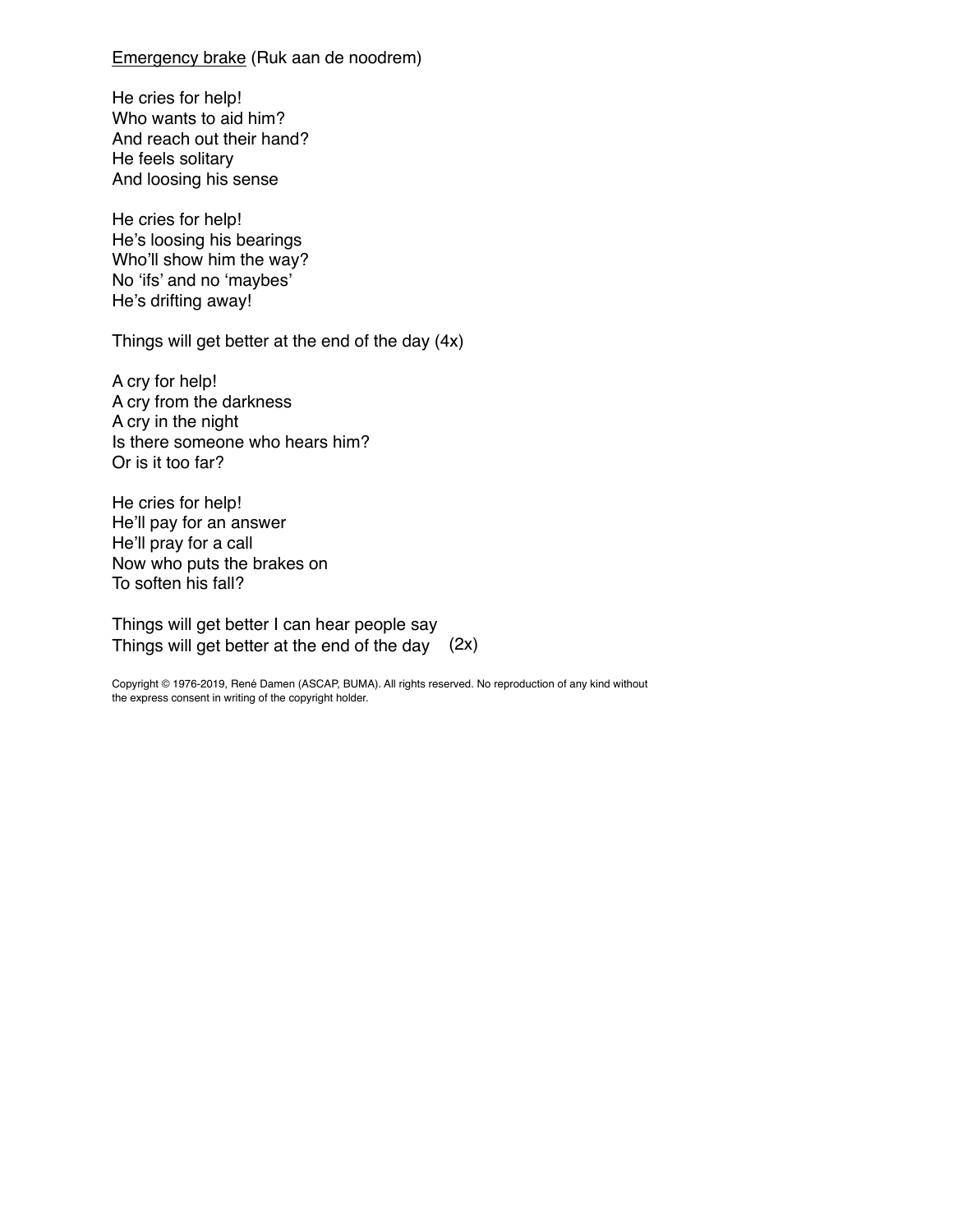<u>Emergency brake</u> (Ruk aan de noodrem)

He cries for help!
Who wants to aid him?
And reach out their hand?
He feels solitary
And loosing his sense

He cries for help!
He’s loosing his bearings
Who’ll show him the way?
No ‘ifs’ and no ‘maybes’
He’s drifting away!

Things will get better at the end of the day (4x)

A cry for help!
A cry from the darkness
A cry in the night
Is there someone who hears him?
Or is it too far?

He cries for help!
He’ll pay for an answer
He’ll pray for a call
Now who puts the brakes on
To soften his fall?

Things will get better I can hear people say
Things will get better at the end of the day (2x)

Copyright © 1976-2019, René Damen (ASCAP, BUMA). All rights reserved. No reproduction of any kind without the express consent in writing of the copyright holder.